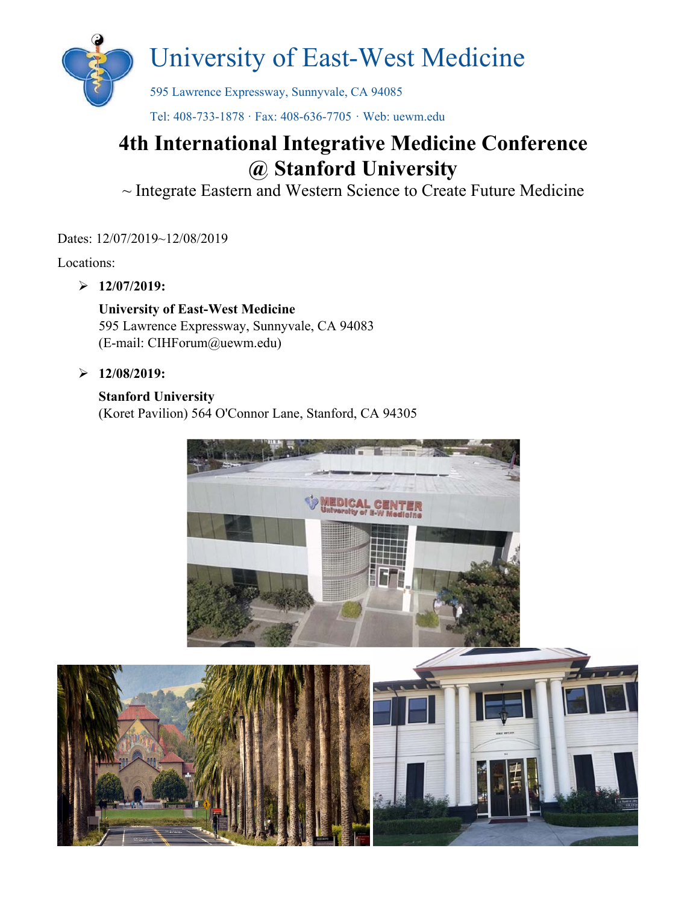# University of East-West Medicine

595 Lawrence Expressway, Sunnyvale, CA 94085

Tel: 408-733-1878 · Fax: 408-636-7705 · Web: uewm.edu

## 4th International Integrative Medicine Conference @ Stanford University

~ Integrate Eastern and Western Science to Create Future Medicine

Dates: 12/07/2019~12/08/2019

Locations:

- **12/07/2019:**

  **University of East-West Medicine**
  595 Lawrence Expressway, Sunnyvale, CA 94083
  (E-mail: CIHForum@uewm.edu)

- **12/08/2019:**

  **Stanford University**
  (Koret Pavilion) 564 O'Connor Lane, Stanford, CA 94305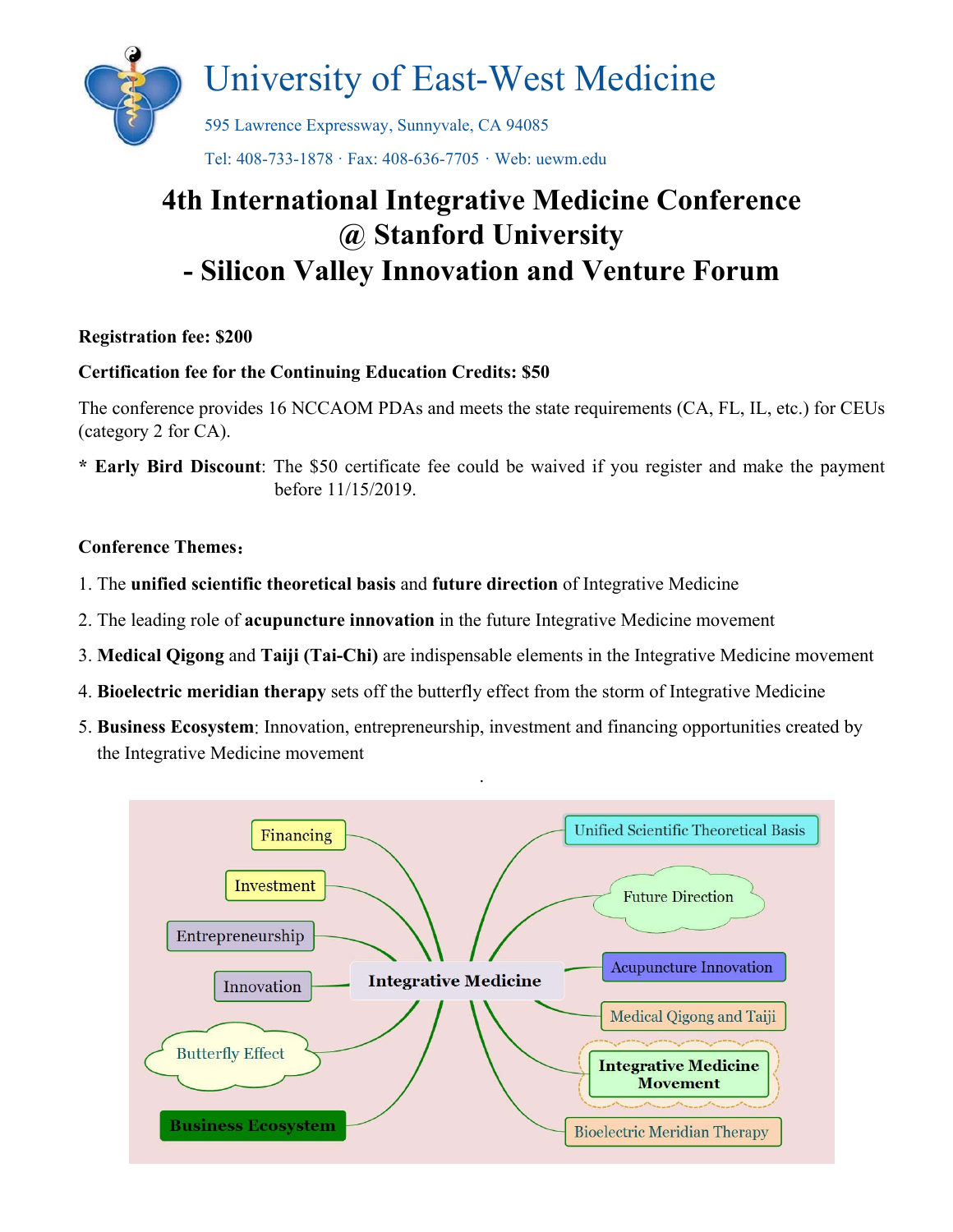# University of East-West Medicine

595 Lawrence Expressway, Sunnyvale, CA 94085

Tel: 408-733-1878 · Fax: 408-636-7705 · Web: uewm.edu

# 4th International Integrative Medicine Conference @ Stanford University - Silicon Valley Innovation and Venture Forum

**Registration fee: $200**

**Certification fee for the Continuing Education Credits: $50**

The conference provides 16 NCCAOM PDAs and meets the state requirements (CA, FL, IL, etc.) for CEUs (category 2 for CA).

\* **Early Bird Discount**: The $50 certificate fee could be waived if you register and make the payment before 11/15/2019.

**Conference Themes：**

1. The **unified scientific theoretical basis** and **future direction** of Integrative Medicine
2. The leading role of **acupuncture innovation** in the future Integrative Medicine movement
3. **Medical Qigong** and **Taiji (Tai-Chi)** are indispensable elements in the Integrative Medicine movement
4. **Bioelectric meridian therapy** sets off the butterfly effect from the storm of Integrative Medicine
5. **Business Ecosystem**: Innovation, entrepreneurship, investment and financing opportunities created by the Integrative Medicine movement

Financing · Investment · Entrepreneurship · Innovation · Butterfly Effect · Business Ecosystem · **Integrative Medicine** · Unified Scientific Theoretical Basis · Future Direction · Acupuncture Innovation · Medical Qigong and Taiji · Integrative Medicine Movement · Bioelectric Meridian Therapy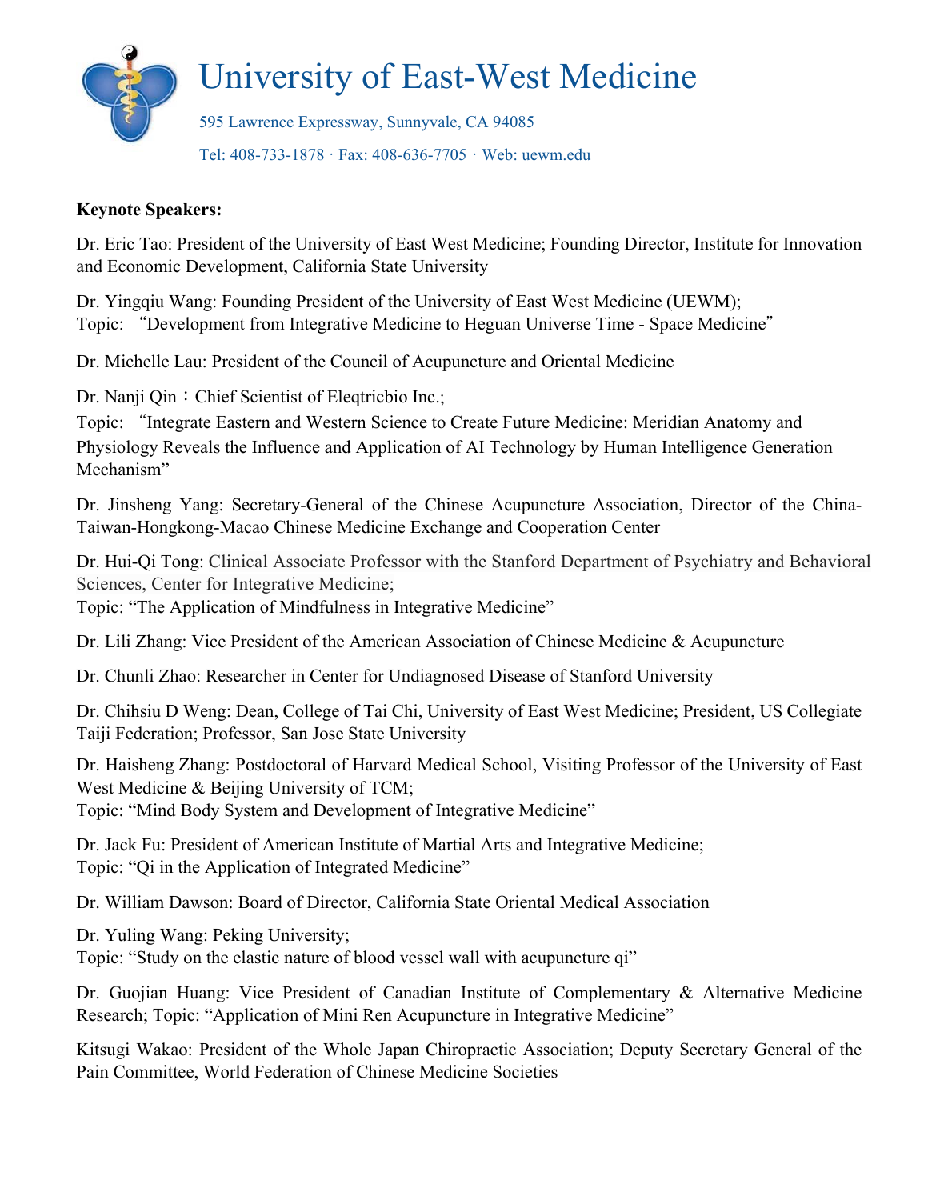# University of East-West Medicine

595 Lawrence Expressway, Sunnyvale, CA 94085

Tel: 408-733-1878 · Fax: 408-636-7705 · Web: uewm.edu

**Keynote Speakers:**

Dr. Eric Tao: President of the University of East West Medicine; Founding Director, Institute for Innovation and Economic Development, California State University

Dr. Yingqiu Wang: Founding President of the University of East West Medicine (UEWM);
Topic: "Development from Integrative Medicine to Heguan Universe Time - Space Medicine"

Dr. Michelle Lau: President of the Council of Acupuncture and Oriental Medicine

Dr. Nanji Qin：Chief Scientist of Eleqtricbio Inc.;
Topic: "Integrate Eastern and Western Science to Create Future Medicine: Meridian Anatomy and Physiology Reveals the Influence and Application of AI Technology by Human Intelligence Generation Mechanism"

Dr. Jinsheng Yang: Secretary-General of the Chinese Acupuncture Association, Director of the China-Taiwan-Hongkong-Macao Chinese Medicine Exchange and Cooperation Center

Dr. Hui-Qi Tong: Clinical Associate Professor with the Stanford Department of Psychiatry and Behavioral Sciences, Center for Integrative Medicine;
Topic: "The Application of Mindfulness in Integrative Medicine"

Dr. Lili Zhang: Vice President of the American Association of Chinese Medicine & Acupuncture

Dr. Chunli Zhao: Researcher in Center for Undiagnosed Disease of Stanford University

Dr. Chihsiu D Weng: Dean, College of Tai Chi, University of East West Medicine; President, US Collegiate Taiji Federation; Professor, San Jose State University

Dr. Haisheng Zhang: Postdoctoral of Harvard Medical School, Visiting Professor of the University of East West Medicine & Beijing University of TCM;
Topic: "Mind Body System and Development of Integrative Medicine"

Dr. Jack Fu: President of American Institute of Martial Arts and Integrative Medicine;
Topic: "Qi in the Application of Integrated Medicine"

Dr. William Dawson: Board of Director, California State Oriental Medical Association

Dr. Yuling Wang: Peking University;
Topic: "Study on the elastic nature of blood vessel wall with acupuncture qi"

Dr. Guojian Huang: Vice President of Canadian Institute of Complementary & Alternative Medicine Research; Topic: "Application of Mini Ren Acupuncture in Integrative Medicine"

Kitsugi Wakao: President of the Whole Japan Chiropractic Association; Deputy Secretary General of the Pain Committee, World Federation of Chinese Medicine Societies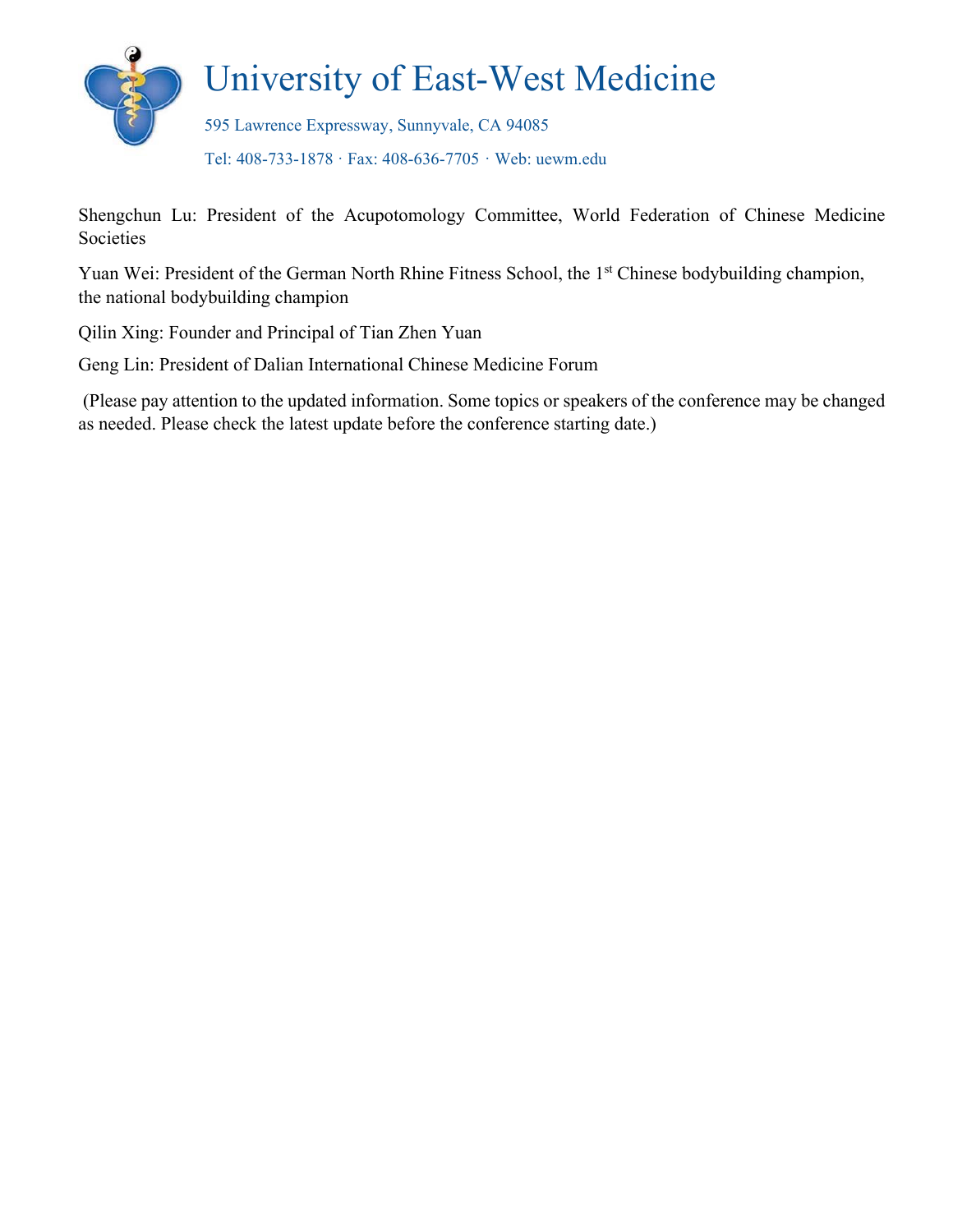Shengchun Lu: President of the Acupotomology Committee, World Federation of Chinese Medicine Societies

Yuan Wei: President of the German North Rhine Fitness School, the 1st Chinese bodybuilding champion, the national bodybuilding champion

Qilin Xing: Founder and Principal of Tian Zhen Yuan

Geng Lin: President of Dalian International Chinese Medicine Forum

(Please pay attention to the updated information. Some topics or speakers of the conference may be changed as needed. Please check the latest update before the conference starting date.)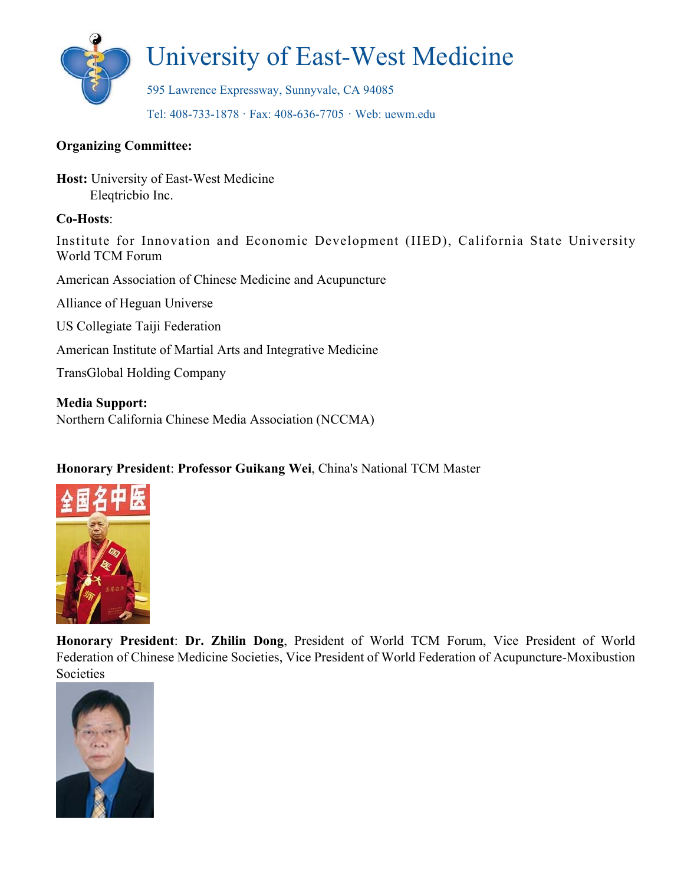# University of East-West Medicine

595 Lawrence Expressway, Sunnyvale, CA 94085

Tel: 408-733-1878 · Fax: 408-636-7705 · Web: uewm.edu

**Organizing Committee:**

**Host:** University of East-West Medicine
Eleqtricbio Inc.

**Co-Hosts**:

Institute for Innovation and Economic Development (IIED), California State University
World TCM Forum

American Association of Chinese Medicine and Acupuncture

Alliance of Heguan Universe

US Collegiate Taiji Federation

American Institute of Martial Arts and Integrative Medicine

TransGlobal Holding Company

**Media Support:**
Northern California Chinese Media Association (NCCMA)

**Honorary President**: **Professor Guikang Wei**, China's National TCM Master

**Honorary President**: **Dr. Zhilin Dong**, President of World TCM Forum, Vice President of World Federation of Chinese Medicine Societies, Vice President of World Federation of Acupuncture-Moxibustion Societies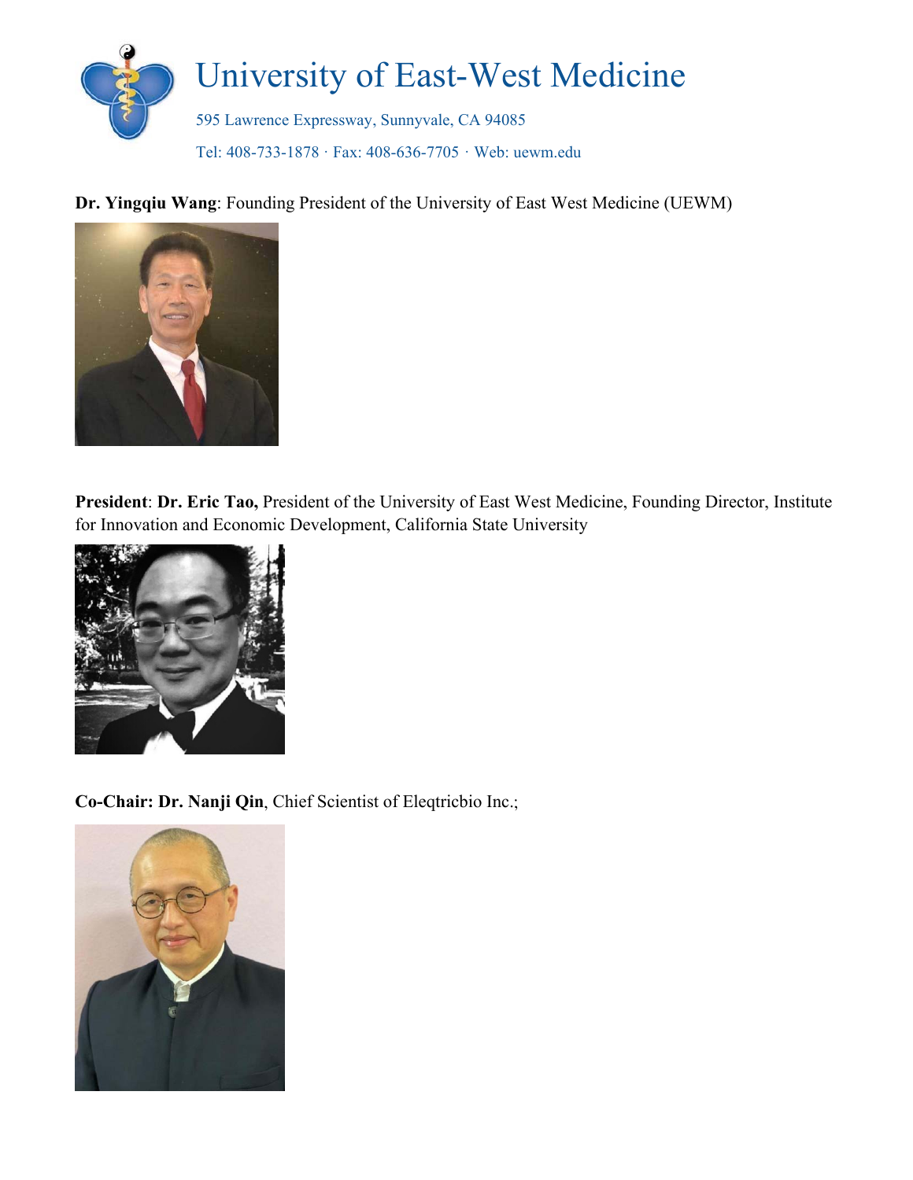# University of East-West Medicine

595 Lawrence Expressway, Sunnyvale, CA 94085

Tel: 408-733-1878 · Fax: 408-636-7705 · Web: uewm.edu

**Dr. Yingqiu Wang**: Founding President of the University of East West Medicine (UEWM)

**President**: **Dr. Eric Tao,** President of the University of East West Medicine, Founding Director, Institute for Innovation and Economic Development, California State University

**Co-Chair: Dr. Nanji Qin**, Chief Scientist of Eleqtricbio Inc.;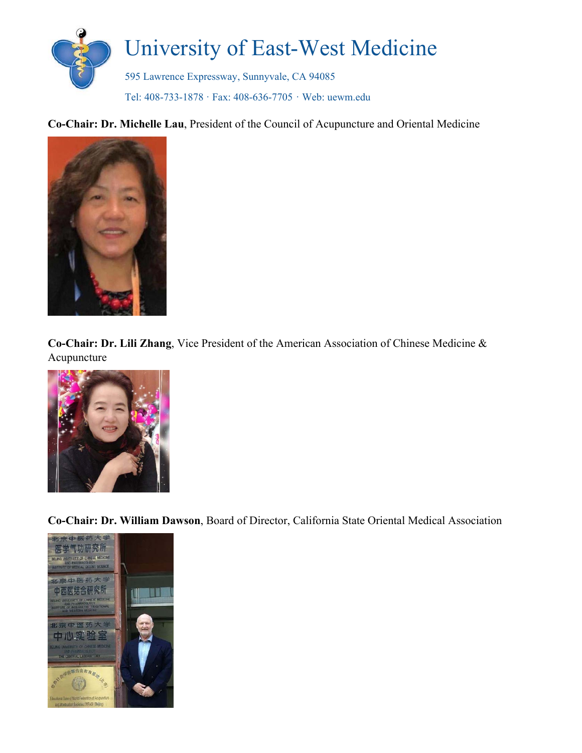# University of East-West Medicine

595 Lawrence Expressway, Sunnyvale, CA 94085

Tel: 408-733-1878 · Fax: 408-636-7705 · Web: uewm.edu

**Co-Chair: Dr. Michelle Lau**, President of the Council of Acupuncture and Oriental Medicine

**Co-Chair: Dr. Lili Zhang**, Vice President of the American Association of Chinese Medicine & Acupuncture

**Co-Chair: Dr. William Dawson**, Board of Director, California State Oriental Medical Association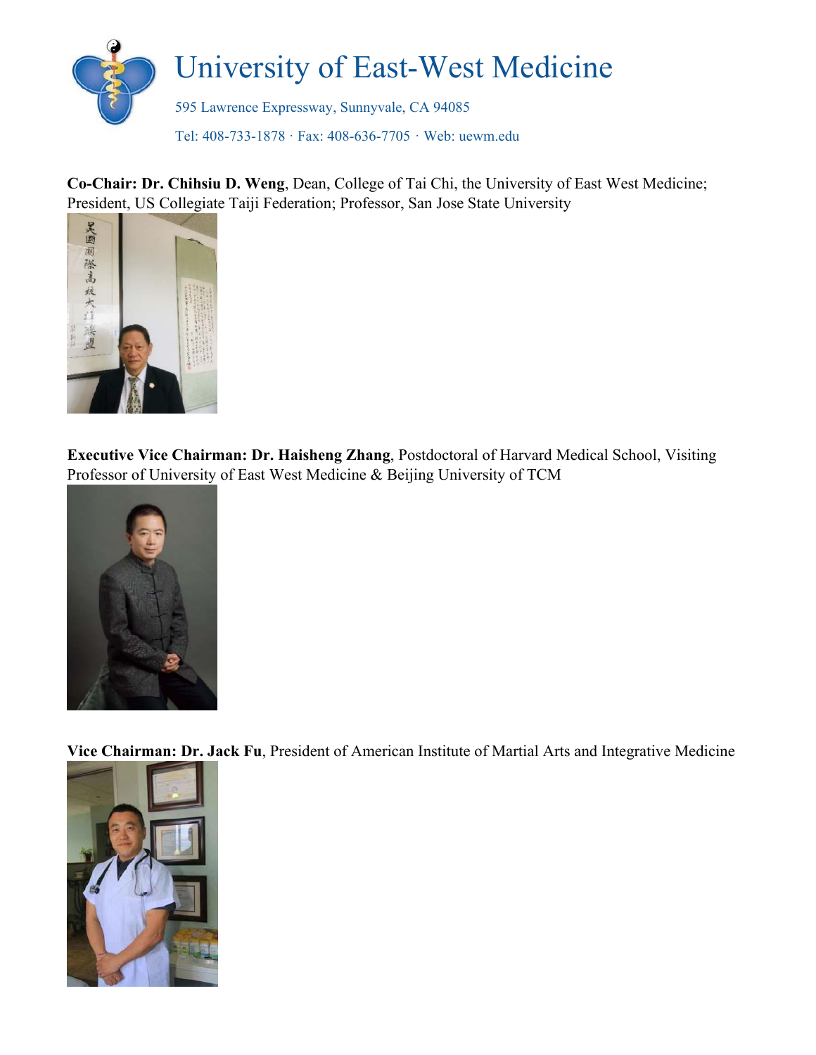# University of East-West Medicine

595 Lawrence Expressway, Sunnyvale, CA 94085

Tel: 408-733-1878 · Fax: 408-636-7705 · Web: uewm.edu

**Co-Chair: Dr. Chihsiu D. Weng**, Dean, College of Tai Chi, the University of East West Medicine; President, US Collegiate Taiji Federation; Professor, San Jose State University

**Executive Vice Chairman: Dr. Haisheng Zhang**, Postdoctoral of Harvard Medical School, Visiting Professor of University of East West Medicine & Beijing University of TCM

**Vice Chairman: Dr. Jack Fu**, President of American Institute of Martial Arts and Integrative Medicine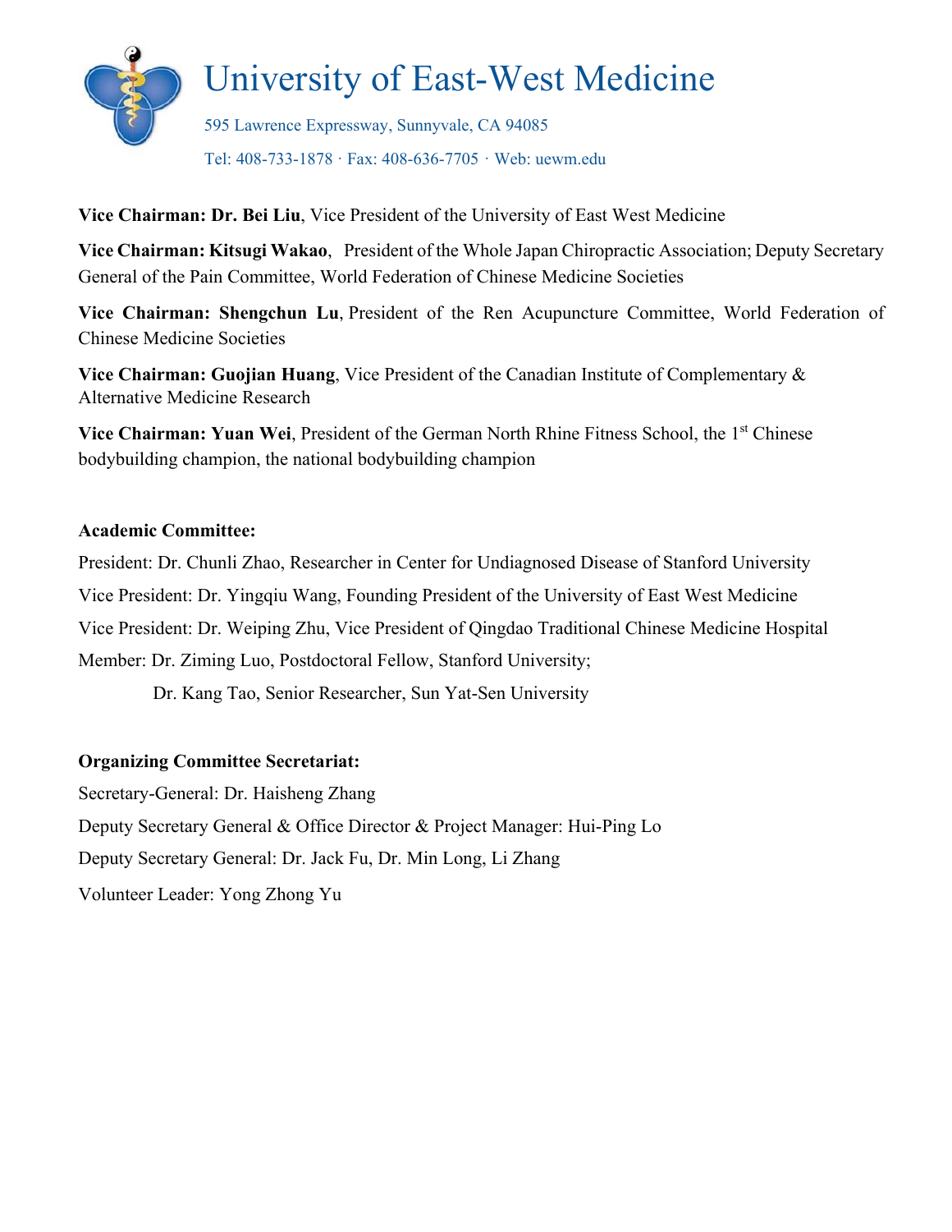**Vice Chairman: Dr. Bei Liu**, Vice President of the University of East West Medicine

**Vice Chairman: Kitsugi Wakao**, President of the Whole Japan Chiropractic Association; Deputy Secretary General of the Pain Committee, World Federation of Chinese Medicine Societies

**Vice Chairman: Shengchun Lu**, President of the Ren Acupuncture Committee, World Federation of Chinese Medicine Societies

**Vice Chairman: Guojian Huang**, Vice President of the Canadian Institute of Complementary & Alternative Medicine Research

**Vice Chairman: Yuan Wei**, President of the German North Rhine Fitness School, the 1st Chinese bodybuilding champion, the national bodybuilding champion

**Academic Committee:**

President: Dr. Chunli Zhao, Researcher in Center for Undiagnosed Disease of Stanford University

Vice President: Dr. Yingqiu Wang, Founding President of the University of East West Medicine

Vice President: Dr. Weiping Zhu, Vice President of Qingdao Traditional Chinese Medicine Hospital

Member: Dr. Ziming Luo, Postdoctoral Fellow, Stanford University;

Dr. Kang Tao, Senior Researcher, Sun Yat-Sen University

**Organizing Committee Secretariat:**

Secretary-General: Dr. Haisheng Zhang

Deputy Secretary General & Office Director & Project Manager: Hui-Ping Lo

Deputy Secretary General: Dr. Jack Fu, Dr. Min Long, Li Zhang

Volunteer Leader: Yong Zhong Yu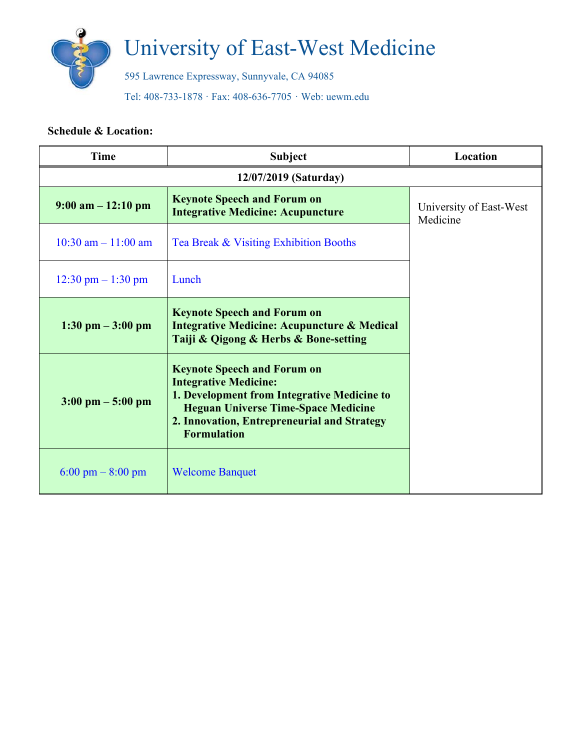# University of East-West Medicine

595 Lawrence Expressway, Sunnyvale, CA 94085

Tel: 408-733-1878 · Fax: 408-636-7705 · Web: uewm.edu

**Schedule & Location:**

| Time | Subject | Location |
|---|---|---|
| **12/07/2019 (Saturday)** | | |
| **9:00 am – 12:10 pm** | **Keynote Speech and Forum on Integrative Medicine: Acupuncture** | University of East-West Medicine |
| 10:30 am – 11:00 am | Tea Break & Visiting Exhibition Booths | |
| 12:30 pm – 1:30 pm | Lunch | |
| **1:30 pm – 3:00 pm** | **Keynote Speech and Forum on Integrative Medicine: Acupuncture & Medical Taiji & Qigong & Herbs & Bone-setting** | |
| **3:00 pm – 5:00 pm** | **Keynote Speech and Forum on Integrative Medicine: 1. Development from Integrative Medicine to Heguan Universe Time-Space Medicine 2. Innovation, Entrepreneurial and Strategy Formulation** | |
| 6:00 pm – 8:00 pm | Welcome Banquet | |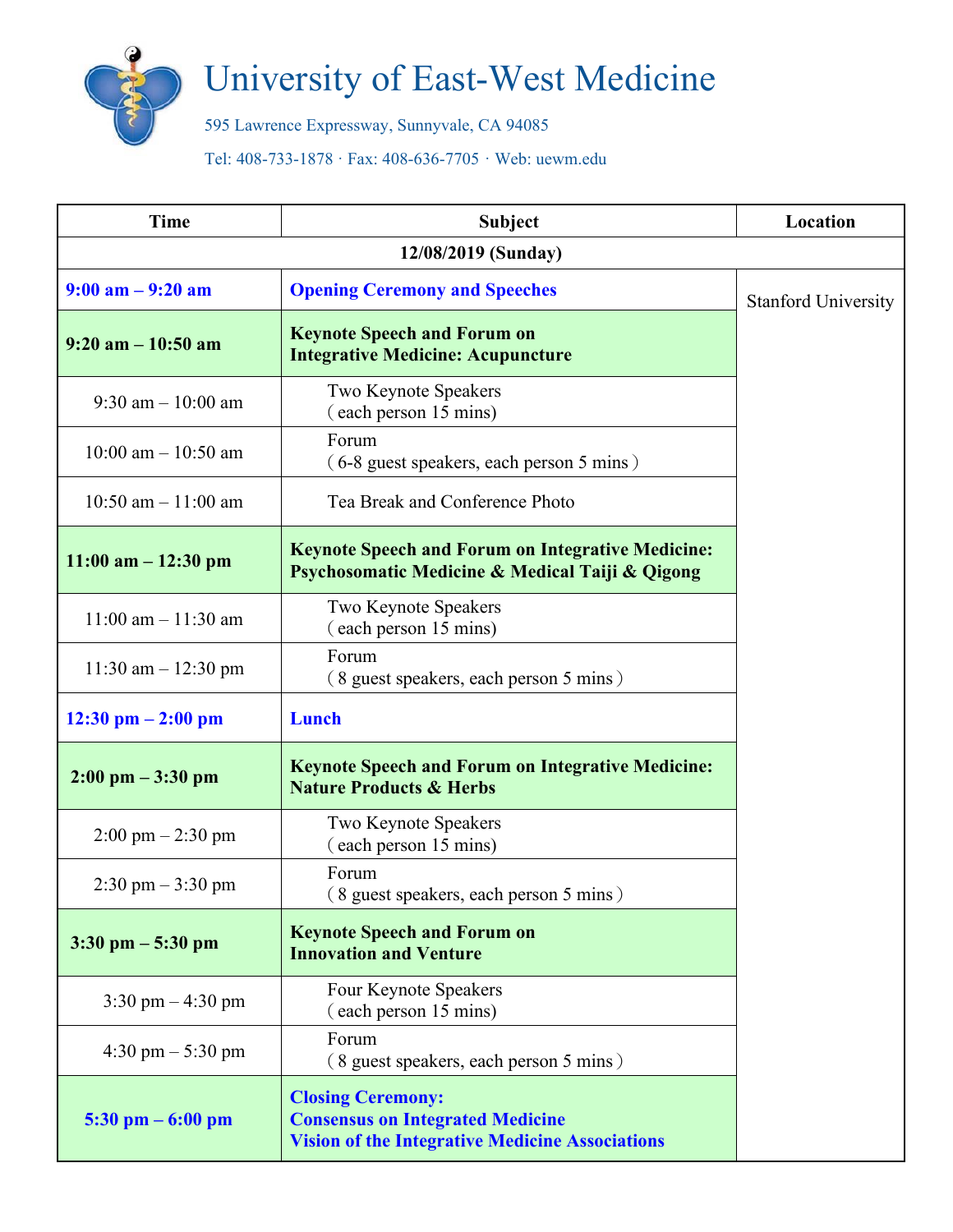# University of East-West Medicine

595 Lawrence Expressway, Sunnyvale, CA 94085

Tel: 408-733-1878 · Fax: 408-636-7705 · Web: uewm.edu

| Time | Subject | Location |
| --- | --- | --- |
| **12/08/2019 (Sunday)** | | |
| **9:00 am – 9:20 am** | **Opening Ceremony and Speeches** | Stanford University |
| **9:20 am – 10:50 am** | **Keynote Speech and Forum on Integrative Medicine: Acupuncture** | |
| 9:30 am – 10:00 am | Two Keynote Speakers (each person 15 mins) | |
| 10:00 am – 10:50 am | Forum (6-8 guest speakers, each person 5 mins) | |
| 10:50 am – 11:00 am | Tea Break and Conference Photo | |
| **11:00 am – 12:30 pm** | **Keynote Speech and Forum on Integrative Medicine: Psychosomatic Medicine & Medical Taiji & Qigong** | |
| 11:00 am – 11:30 am | Two Keynote Speakers (each person 15 mins) | |
| 11:30 am – 12:30 pm | Forum (8 guest speakers, each person 5 mins) | |
| **12:30 pm – 2:00 pm** | **Lunch** | |
| **2:00 pm – 3:30 pm** | **Keynote Speech and Forum on Integrative Medicine: Nature Products & Herbs** | |
| 2:00 pm – 2:30 pm | Two Keynote Speakers (each person 15 mins) | |
| 2:30 pm – 3:30 pm | Forum (8 guest speakers, each person 5 mins) | |
| **3:30 pm – 5:30 pm** | **Keynote Speech and Forum on Innovation and Venture** | |
| 3:30 pm – 4:30 pm | Four Keynote Speakers (each person 15 mins) | |
| 4:30 pm – 5:30 pm | Forum (8 guest speakers, each person 5 mins) | |
| **5:30 pm – 6:00 pm** | **Closing Ceremony: Consensus on Integrated Medicine Vision of the Integrative Medicine Associations** | |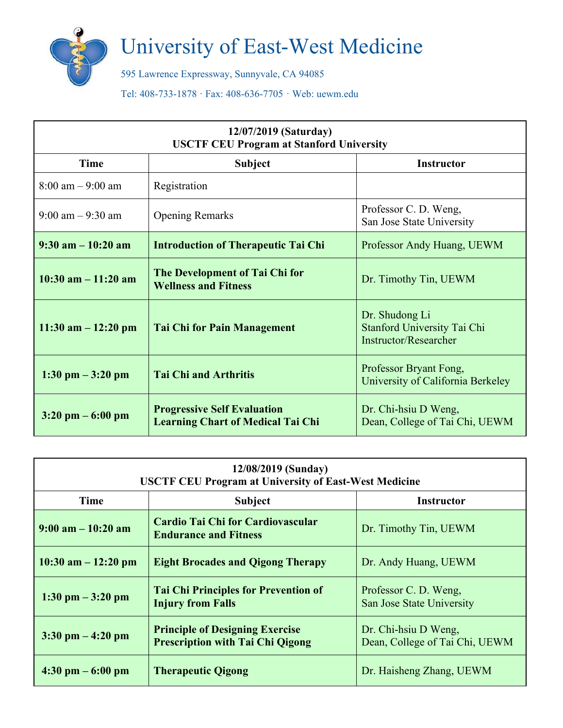# University of East-West Medicine

595 Lawrence Expressway, Sunnyvale, CA 94085

Tel: 408-733-1878 · Fax: 408-636-7705 · Web: uewm.edu

| **12/07/2019 (Saturday)<br>USCTF CEU Program at Stanford University** | | |
|---|---|---|
| **Time** | **Subject** | **Instructor** |
| 8:00 am – 9:00 am | Registration | |
| 9:00 am – 9:30 am | Opening Remarks | Professor C. D. Weng,<br>San Jose State University |
| **9:30 am – 10:20 am** | **Introduction of Therapeutic Tai Chi** | Professor Andy Huang, UEWM |
| **10:30 am – 11:20 am** | **The Development of Tai Chi for Wellness and Fitness** | Dr. Timothy Tin, UEWM |
| **11:30 am – 12:20 pm** | **Tai Chi for Pain Management** | Dr. Shudong Li<br>Stanford University Tai Chi Instructor/Researcher |
| **1:30 pm – 3:20 pm** | **Tai Chi and Arthritis** | Professor Bryant Fong,<br>University of California Berkeley |
| **3:20 pm – 6:00 pm** | **Progressive Self Evaluation Learning Chart of Medical Tai Chi** | Dr. Chi-hsiu D Weng,<br>Dean, College of Tai Chi, UEWM |

| **12/08/2019 (Sunday)<br>USCTF CEU Program at University of East-West Medicine** | | |
|---|---|---|
| **Time** | **Subject** | **Instructor** |
| **9:00 am – 10:20 am** | **Cardio Tai Chi for Cardiovascular Endurance and Fitness** | Dr. Timothy Tin, UEWM |
| **10:30 am – 12:20 pm** | **Eight Brocades and Qigong Therapy** | Dr. Andy Huang, UEWM |
| **1:30 pm – 3:20 pm** | **Tai Chi Principles for Prevention of Injury from Falls** | Professor C. D. Weng,<br>San Jose State University |
| **3:30 pm – 4:20 pm** | **Principle of Designing Exercise Prescription with Tai Chi Qigong** | Dr. Chi-hsiu D Weng,<br>Dean, College of Tai Chi, UEWM |
| **4:30 pm – 6:00 pm** | **Therapeutic Qigong** | Dr. Haisheng Zhang, UEWM |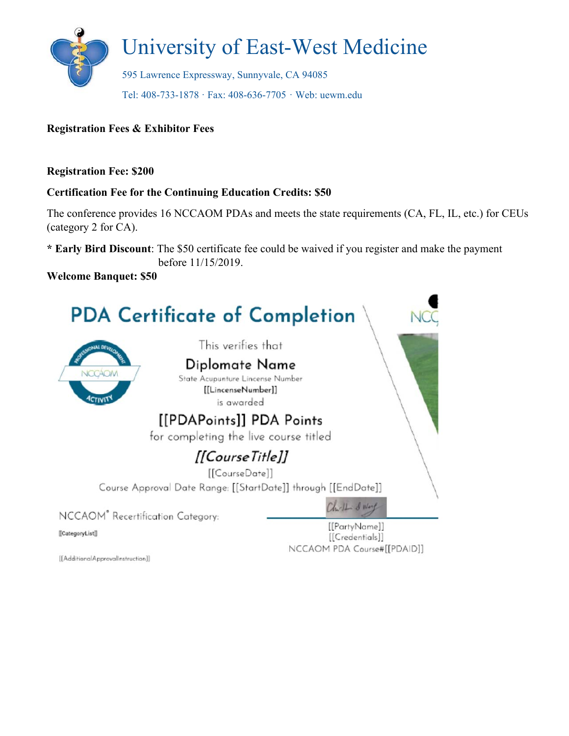# University of East-West Medicine

595 Lawrence Expressway, Sunnyvale, CA 94085

Tel: 408-733-1878 · Fax: 408-636-7705 · Web: uewm.edu

**Registration Fees & Exhibitor Fees**

**Registration Fee: $200**

**Certification Fee for the Continuing Education Credits: $50**

The conference provides 16 NCCAOM PDAs and meets the state requirements (CA, FL, IL, etc.) for CEUs (category 2 for CA).

* **Early Bird Discount**: The $50 certificate fee could be waived if you register and make the payment before 11/15/2019.

**Welcome Banquet: $50**

## PDA Certificate of Completion

This verifies that

Diplomate Name

State Acupunture Lincense Number

[[LincenseNumber]]

is awarded

[[PDAPoints]] PDA Points

for completing the live course titled

*[[CourseTitle]]*

[[CourseDate]]

Course Approval Date Range: [[StartDate]] through [[EndDate]]

NCCAOM® Recertification Category:

[[CategoryList]]

[[AdditionalApprovalInstruction]]

[[PartyName]]

[[Credentials]]

NCCAOM PDA Course#[[PDAID]]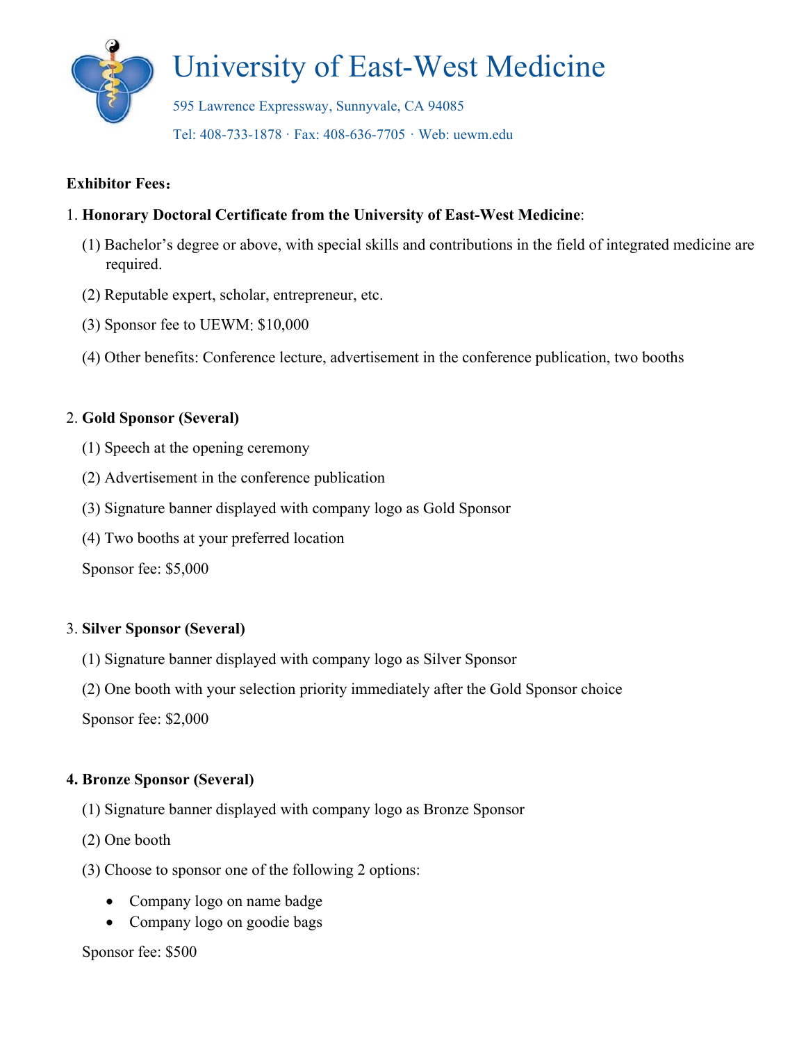# University of East-West Medicine

595 Lawrence Expressway, Sunnyvale, CA 94085

Tel: 408-733-1878 · Fax: 408-636-7705 · Web: uewm.edu

**Exhibitor Fees：**

1. **Honorary Doctoral Certificate from the University of East-West Medicine**:

   (1) Bachelor's degree or above, with special skills and contributions in the field of integrated medicine are required.

   (2) Reputable expert, scholar, entrepreneur, etc.

   (3) Sponsor fee to UEWM: $10,000

   (4) Other benefits: Conference lecture, advertisement in the conference publication, two booths

2. **Gold Sponsor (Several)**

   (1) Speech at the opening ceremony

   (2) Advertisement in the conference publication

   (3) Signature banner displayed with company logo as Gold Sponsor

   (4) Two booths at your preferred location

   Sponsor fee: $5,000

3. **Silver Sponsor (Several)**

   (1) Signature banner displayed with company logo as Silver Sponsor

   (2) One booth with your selection priority immediately after the Gold Sponsor choice

   Sponsor fee: $2,000

4. **Bronze Sponsor (Several)**

   (1) Signature banner displayed with company logo as Bronze Sponsor

   (2) One booth

   (3) Choose to sponsor one of the following 2 options:

   - Company logo on name badge
   - Company logo on goodie bags

   Sponsor fee: $500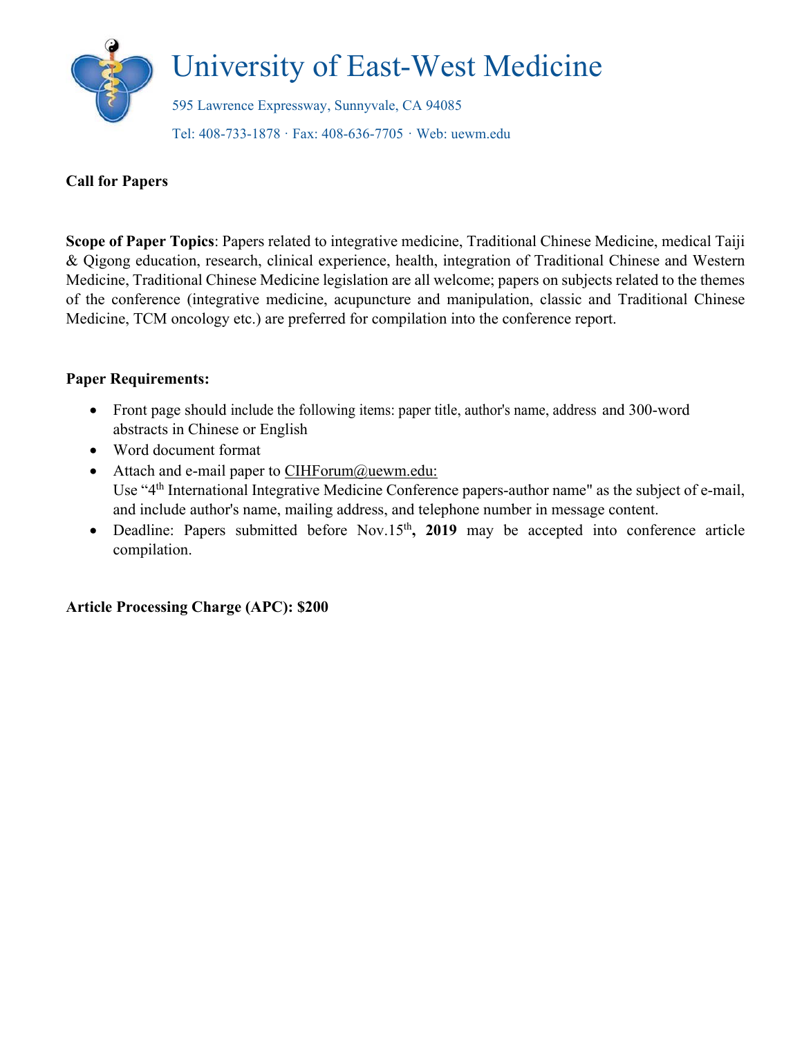# University of East-West Medicine

595 Lawrence Expressway, Sunnyvale, CA 94085

Tel: 408-733-1878 · Fax: 408-636-7705 · Web: uewm.edu

**Call for Papers**

**Scope of Paper Topics**: Papers related to integrative medicine, Traditional Chinese Medicine, medical Taiji & Qigong education, research, clinical experience, health, integration of Traditional Chinese and Western Medicine, Traditional Chinese Medicine legislation are all welcome; papers on subjects related to the themes of the conference (integrative medicine, acupuncture and manipulation, classic and Traditional Chinese Medicine, TCM oncology etc.) are preferred for compilation into the conference report.

**Paper Requirements:**

- Front page should include the following items: paper title, author's name, address and 300-word abstracts in Chinese or English
- Word document format
- Attach and e-mail paper to CIHForum@uewm.edu:
  Use "4th International Integrative Medicine Conference papers-author name" as the subject of e-mail, and include author's name, mailing address, and telephone number in message content.
- Deadline: Papers submitted before Nov.15th**, 2019** may be accepted into conference article compilation.

**Article Processing Charge (APC): $200**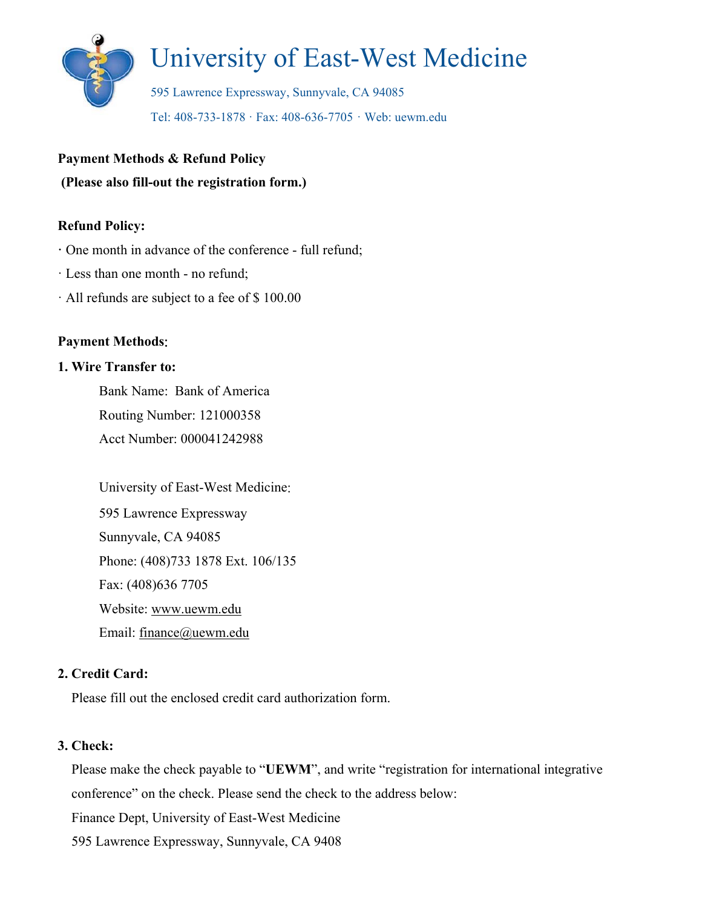# University of East-West Medicine

595 Lawrence Expressway, Sunnyvale, CA 94085

Tel: 408-733-1878 · Fax: 408-636-7705 · Web: uewm.edu

**Payment Methods & Refund Policy**

**(Please also fill-out the registration form.)**

**Refund Policy:**

· One month in advance of the conference - full refund;

· Less than one month - no refund;

· All refunds are subject to a fee of $ 100.00

**Payment Methods**:

**1. Wire Transfer to:**

Bank Name: Bank of America

Routing Number: 121000358

Acct Number: 000041242988

University of East-West Medicine:

595 Lawrence Expressway

Sunnyvale, CA 94085

Phone: (408)733 1878 Ext. 106/135

Fax: (408)636 7705

Website: www.uewm.edu

Email: finance@uewm.edu

**2. Credit Card:**

Please fill out the enclosed credit card authorization form.

**3. Check:**

Please make the check payable to "**UEWM**", and write "registration for international integrative conference" on the check. Please send the check to the address below:

Finance Dept, University of East-West Medicine

595 Lawrence Expressway, Sunnyvale, CA 9408